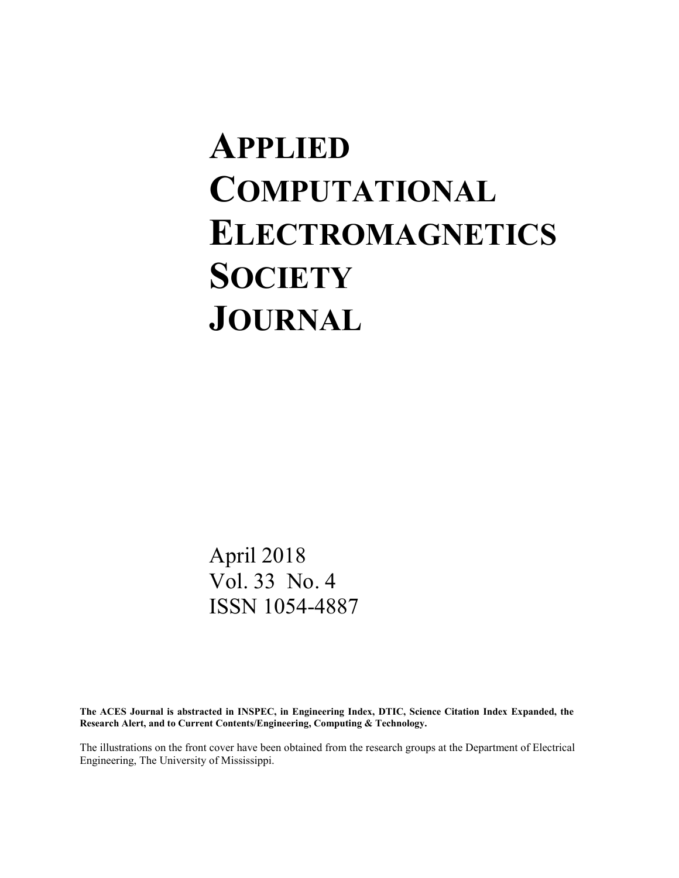# APPLIED COMPUTATIONAL ELECTROMAGNETICS SOCIETY JOURNAL

April 2018
Vol. 33 No. 4
ISSN 1054-4887

**The ACES Journal is abstracted in INSPEC, in Engineering Index, DTIC, Science Citation Index Expanded, the Research Alert, and to Current Contents/Engineering, Computing & Technology.**

The illustrations on the front cover have been obtained from the research groups at the Department of Electrical Engineering, The University of Mississippi.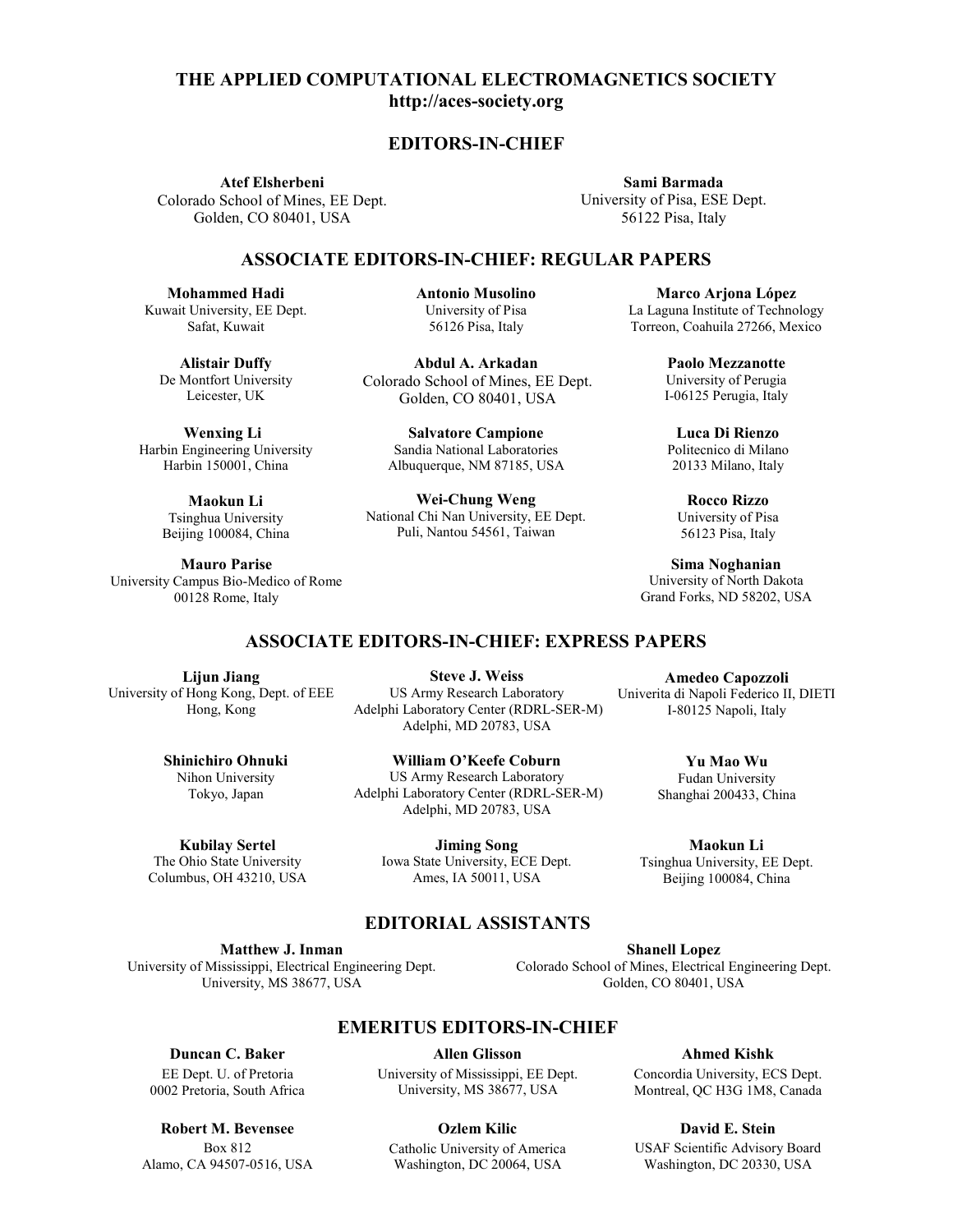# THE APPLIED COMPUTATIONAL ELECTROMAGNETICS SOCIETY
**http://aces-society.org**

## EDITORS-IN-CHIEF

**Atef Elsherbeni**
Colorado School of Mines, EE Dept.
Golden, CO 80401, USA

**Sami Barmada**
University of Pisa, ESE Dept.
56122 Pisa, Italy

## ASSOCIATE EDITORS-IN-CHIEF: REGULAR PAPERS

**Mohammed Hadi**
Kuwait University, EE Dept.
Safat, Kuwait

**Antonio Musolino**
University of Pisa
56126 Pisa, Italy

**Marco Arjona López**
La Laguna Institute of Technology
Torreon, Coahuila 27266, Mexico

**Alistair Duffy**
De Montfort University
Leicester, UK

**Abdul A. Arkadan**
Colorado School of Mines, EE Dept.
Golden, CO 80401, USA

**Paolo Mezzanotte**
University of Perugia
I-06125 Perugia, Italy

**Wenxing Li**
Harbin Engineering University
Harbin 150001, China

**Salvatore Campione**
Sandia National Laboratories
Albuquerque, NM 87185, USA

**Luca Di Rienzo**
Politecnico di Milano
20133 Milano, Italy

**Maokun Li**
Tsinghua University
Beijing 100084, China

**Wei-Chung Weng**
National Chi Nan University, EE Dept.
Puli, Nantou 54561, Taiwan

**Rocco Rizzo**
University of Pisa
56123 Pisa, Italy

**Mauro Parise**
University Campus Bio-Medico of Rome
00128 Rome, Italy

**Sima Noghanian**
University of North Dakota
Grand Forks, ND 58202, USA

## ASSOCIATE EDITORS-IN-CHIEF: EXPRESS PAPERS

**Lijun Jiang**
University of Hong Kong, Dept. of EEE
Hong, Kong

**Steve J. Weiss**
US Army Research Laboratory
Adelphi Laboratory Center (RDRL-SER-M)
Adelphi, MD 20783, USA

**Amedeo Capozzoli**
Univerita di Napoli Federico II, DIETI
I-80125 Napoli, Italy

**Shinichiro Ohnuki**
Nihon University
Tokyo, Japan

**William O'Keefe Coburn**
US Army Research Laboratory
Adelphi Laboratory Center (RDRL-SER-M)
Adelphi, MD 20783, USA

**Yu Mao Wu**
Fudan University
Shanghai 200433, China

**Kubilay Sertel**
The Ohio State University
Columbus, OH 43210, USA

**Jiming Song**
Iowa State University, ECE Dept.
Ames, IA 50011, USA

**Maokun Li**
Tsinghua University, EE Dept.
Beijing 100084, China

## EDITORIAL ASSISTANTS

**Matthew J. Inman**
University of Mississippi, Electrical Engineering Dept.
University, MS 38677, USA

**Shanell Lopez**
Colorado School of Mines, Electrical Engineering Dept.
Golden, CO 80401, USA

## EMERITUS EDITORS-IN-CHIEF

**Duncan C. Baker**
EE Dept. U. of Pretoria
0002 Pretoria, South Africa

**Allen Glisson**
University of Mississippi, EE Dept.
University, MS 38677, USA

**Ahmed Kishk**
Concordia University, ECS Dept.
Montreal, QC H3G 1M8, Canada

**Robert M. Bevensee**
Box 812
Alamo, CA 94507-0516, USA

**Ozlem Kilic**
Catholic University of America
Washington, DC 20064, USA

**David E. Stein**
USAF Scientific Advisory Board
Washington, DC 20330, USA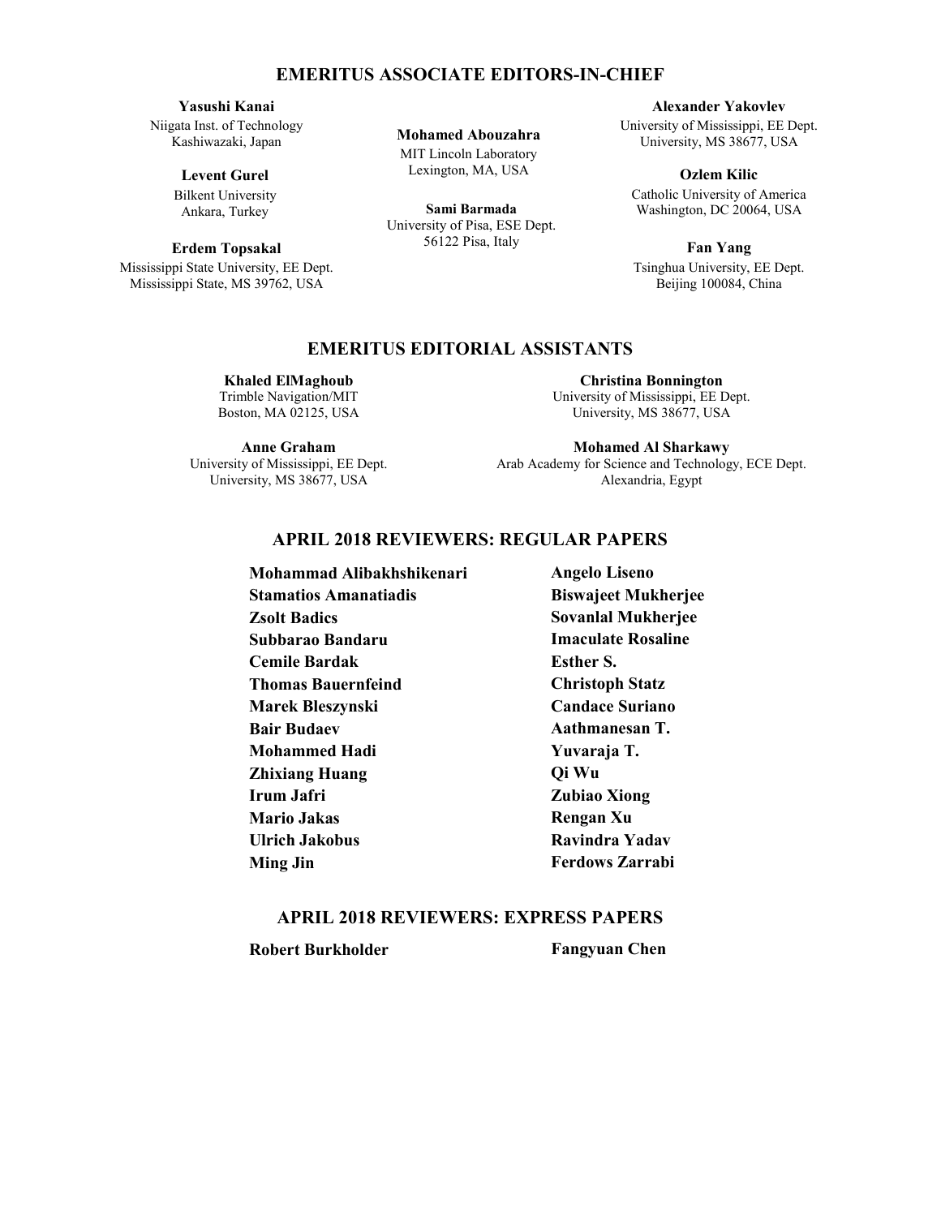## EMERITUS ASSOCIATE EDITORS-IN-CHIEF

**Yasushi Kanai**
Niigata Inst. of Technology
Kashiwazaki, Japan

**Levent Gurel**
Bilkent University
Ankara, Turkey

**Erdem Topsakal**
Mississippi State University, EE Dept.
Mississippi State, MS 39762, USA

**Mohamed Abouzahra**
MIT Lincoln Laboratory
Lexington, MA, USA

**Sami Barmada**
University of Pisa, ESE Dept.
56122 Pisa, Italy

**Alexander Yakovlev**
University of Mississippi, EE Dept.
University, MS 38677, USA

**Ozlem Kilic**
Catholic University of America
Washington, DC 20064, USA

**Fan Yang**
Tsinghua University, EE Dept.
Beijing 100084, China

## EMERITUS EDITORIAL ASSISTANTS

**Khaled ElMaghoub**
Trimble Navigation/MIT
Boston, MA 02125, USA

**Anne Graham**
University of Mississippi, EE Dept.
University, MS 38677, USA

**Christina Bonnington**
University of Mississippi, EE Dept.
University, MS 38677, USA

**Mohamed Al Sharkawy**
Arab Academy for Science and Technology, ECE Dept.
Alexandria, Egypt

## APRIL 2018 REVIEWERS: REGULAR PAPERS

**Mohammad Alibakhshikenari**
**Stamatios Amanatiadis**
**Zsolt Badics**
**Subbarao Bandaru**
**Cemile Bardak**
**Thomas Bauernfeind**
**Marek Bleszynski**
**Bair Budaev**
**Mohammed Hadi**
**Zhixiang Huang**
**Irum Jafri**
**Mario Jakas**
**Ulrich Jakobus**
**Ming Jin**
**Angelo Liseno**
**Biswajeet Mukherjee**
**Sovanlal Mukherjee**
**Imaculate Rosaline**
**Esther S.**
**Christoph Statz**
**Candace Suriano**
**Aathmanesan T.**
**Yuvaraja T.**
**Qi Wu**
**Zubiao Xiong**
**Rengan Xu**
**Ravindra Yadav**
**Ferdows Zarrabi**

## APRIL 2018 REVIEWERS: EXPRESS PAPERS

**Robert Burkholder**
**Fangyuan Chen**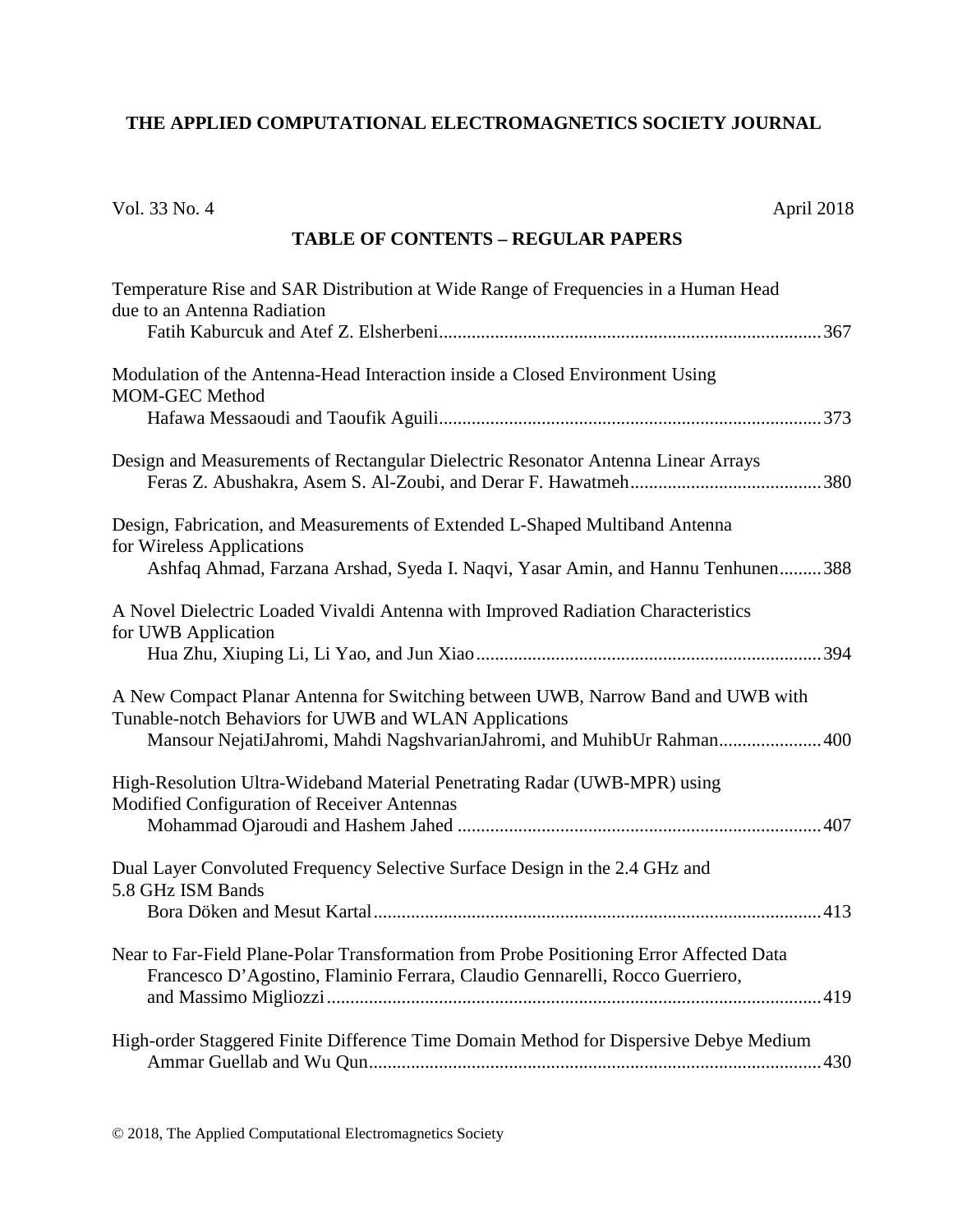# THE APPLIED COMPUTATIONAL ELECTROMAGNETICS SOCIETY JOURNAL

Vol. 33 No. 4 April 2018

## TABLE OF CONTENTS – REGULAR PAPERS

Temperature Rise and SAR Distribution at Wide Range of Frequencies in a Human Head due to an Antenna Radiation
Fatih Kaburcuk and Atef Z. Elsherbeni ........ 367

Modulation of the Antenna-Head Interaction inside a Closed Environment Using MOM-GEC Method
Hafawa Messaoudi and Taoufik Aguili ........ 373

Design and Measurements of Rectangular Dielectric Resonator Antenna Linear Arrays
Feras Z. Abushakra, Asem S. Al-Zoubi, and Derar F. Hawatmeh ........ 380

Design, Fabrication, and Measurements of Extended L-Shaped Multiband Antenna for Wireless Applications
Ashfaq Ahmad, Farzana Arshad, Syeda I. Naqvi, Yasar Amin, and Hannu Tenhunen ........ 388

A Novel Dielectric Loaded Vivaldi Antenna with Improved Radiation Characteristics for UWB Application
Hua Zhu, Xiuping Li, Li Yao, and Jun Xiao ........ 394

A New Compact Planar Antenna for Switching between UWB, Narrow Band and UWB with Tunable-notch Behaviors for UWB and WLAN Applications
Mansour NejatiJahromi, Mahdi NagshvarianJahromi, and MuhibUr Rahman ........ 400

High-Resolution Ultra-Wideband Material Penetrating Radar (UWB-MPR) using Modified Configuration of Receiver Antennas
Mohammad Ojaroudi and Hashem Jahed ........ 407

Dual Layer Convoluted Frequency Selective Surface Design in the 2.4 GHz and 5.8 GHz ISM Bands
Bora Döken and Mesut Kartal ........ 413

Near to Far-Field Plane-Polar Transformation from Probe Positioning Error Affected Data
Francesco D'Agostino, Flaminio Ferrara, Claudio Gennarelli, Rocco Guerriero, and Massimo Migliozzi ........ 419

High-order Staggered Finite Difference Time Domain Method for Dispersive Debye Medium
Ammar Guellab and Wu Qun ........ 430

© 2018, The Applied Computational Electromagnetics Society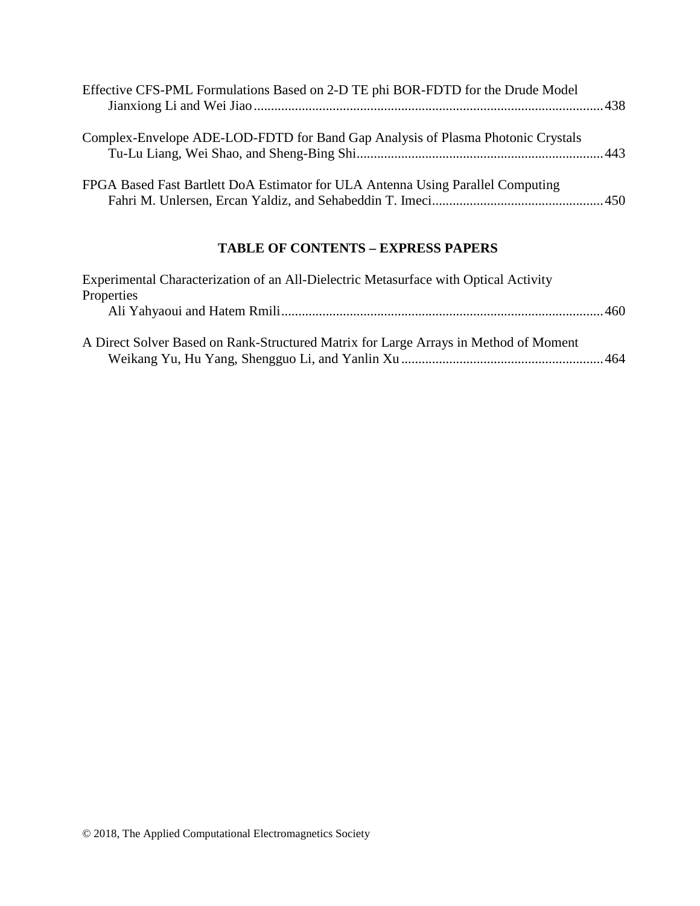Effective CFS-PML Formulations Based on 2-D TE phi BOR-FDTD for the Drude Model
Jianxiong Li and Wei Jiao ..................................................................................................... 438

Complex-Envelope ADE-LOD-FDTD for Band Gap Analysis of Plasma Photonic Crystals
Tu-Lu Liang, Wei Shao, and Sheng-Bing Shi ....................................................................... 443

FPGA Based Fast Bartlett DoA Estimator for ULA Antenna Using Parallel Computing
Fahri M. Unlersen, Ercan Yaldiz, and Sehabeddin T. Imeci ................................................. 450

## TABLE OF CONTENTS – EXPRESS PAPERS

Experimental Characterization of an All-Dielectric Metasurface with Optical Activity Properties
Ali Yahyaoui and Hatem Rmili ............................................................................................. 460

A Direct Solver Based on Rank-Structured Matrix for Large Arrays in Method of Moment
Weikang Yu, Hu Yang, Shengguo Li, and Yanlin Xu ........................................................... 464

© 2018, The Applied Computational Electromagnetics Society